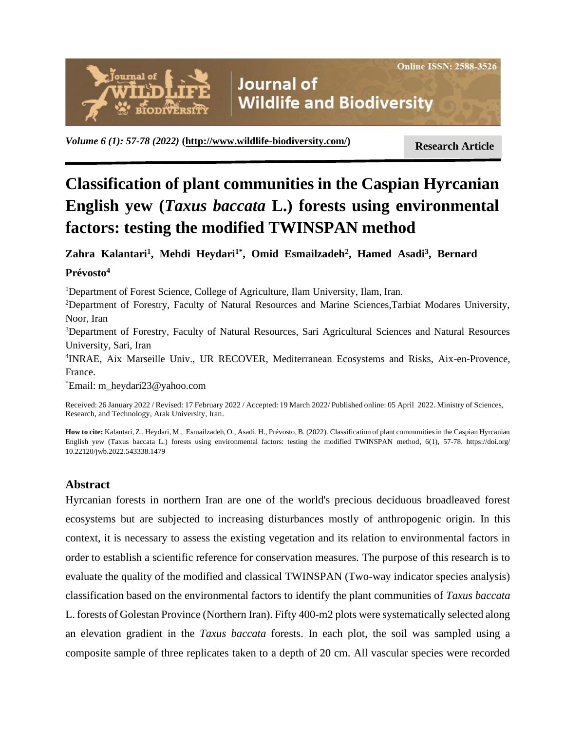Research Article

# Classification of plant communities in the Caspian Hyrcanian English yew (*Taxus baccata* L.) forests using environmental factors: testing the modified TWINSPAN method

**Zahra Kalantari[1], Mehdi Heydari[1*], Omid Esmailzadeh[2], Hamed Asadi[3], Bernard Prévosto[4]**

[1]Department of Forest Science, College of Agriculture, Ilam University, Ilam, Iran.

[2]Department of Forestry, Faculty of Natural Resources and Marine Sciences,Tarbiat Modares University, Noor, Iran

[3]Department of Forestry, Faculty of Natural Resources, Sari Agricultural Sciences and Natural Resources University, Sari, Iran

[4]INRAE, Aix Marseille Univ., UR RECOVER, Mediterranean Ecosystems and Risks, Aix-en-Provence, France.

[*]Email: m_heydari23@yahoo.com

Received: 26 January 2022 / Revised: 17 February 2022 / Accepted: 19 March 2022/ Published online: 05 April 2022. Ministry of Sciences, Research, and Technology, Arak University, Iran.

**How to cite:** Kalantari, Z., Heydari, M., Esmailzadeh, O., Asadi. H., Prévosto, B. (2022). Classification of plant communities in the Caspian Hyrcanian English yew (Taxus baccata L.) forests using environmental factors: testing the modified TWINSPAN method, 6(1), 57-78. https://doi.org/ 10.22120/jwb.2022.543338.1479

## Abstract

Hyrcanian forests in northern Iran are one of the world's precious deciduous broadleaved forest ecosystems but are subjected to increasing disturbances mostly of anthropogenic origin. In this context, it is necessary to assess the existing vegetation and its relation to environmental factors in order to establish a scientific reference for conservation measures. The purpose of this research is to evaluate the quality of the modified and classical TWINSPAN (Two-way indicator species analysis) classification based on the environmental factors to identify the plant communities of *Taxus baccata* L. forests of Golestan Province (Northern Iran). Fifty 400-m2 plots were systematically selected along an elevation gradient in the *Taxus baccata* forests. In each plot, the soil was sampled using a composite sample of three replicates taken to a depth of 20 cm. All vascular species were recorded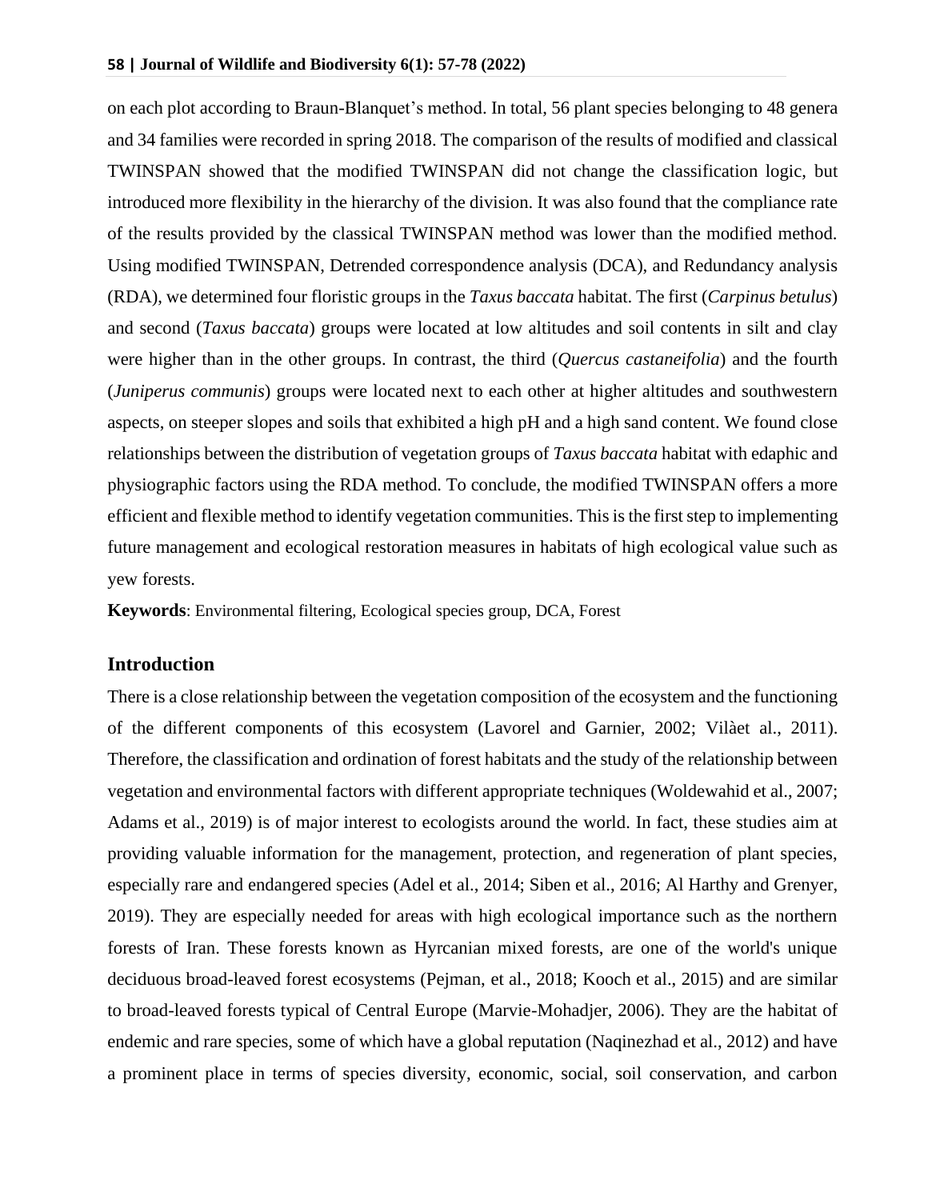on each plot according to Braun-Blanquet's method. In total, 56 plant species belonging to 48 genera and 34 families were recorded in spring 2018. The comparison of the results of modified and classical TWINSPAN showed that the modified TWINSPAN did not change the classification logic, but introduced more flexibility in the hierarchy of the division. It was also found that the compliance rate of the results provided by the classical TWINSPAN method was lower than the modified method. Using modified TWINSPAN, Detrended correspondence analysis (DCA), and Redundancy analysis (RDA), we determined four floristic groups in the *Taxus baccata* habitat. The first (*Carpinus betulus*) and second (*Taxus baccata*) groups were located at low altitudes and soil contents in silt and clay were higher than in the other groups. In contrast, the third (*Quercus castaneifolia*) and the fourth (*Juniperus communis*) groups were located next to each other at higher altitudes and southwestern aspects, on steeper slopes and soils that exhibited a high pH and a high sand content. We found close relationships between the distribution of vegetation groups of *Taxus baccata* habitat with edaphic and physiographic factors using the RDA method. To conclude, the modified TWINSPAN offers a more efficient and flexible method to identify vegetation communities. This is the first step to implementing future management and ecological restoration measures in habitats of high ecological value such as yew forests.

**Keywords**: Environmental filtering, Ecological species group, DCA, Forest

## Introduction

There is a close relationship between the vegetation composition of the ecosystem and the functioning of the different components of this ecosystem (Lavorel and Garnier, 2002; Vilàet al., 2011). Therefore, the classification and ordination of forest habitats and the study of the relationship between vegetation and environmental factors with different appropriate techniques (Woldewahid et al., 2007; Adams et al., 2019) is of major interest to ecologists around the world. In fact, these studies aim at providing valuable information for the management, protection, and regeneration of plant species, especially rare and endangered species (Adel et al., 2014; Siben et al., 2016; Al Harthy and Grenyer, 2019). They are especially needed for areas with high ecological importance such as the northern forests of Iran. These forests known as Hyrcanian mixed forests, are one of the world's unique deciduous broad-leaved forest ecosystems (Pejman, et al., 2018; Kooch et al., 2015) and are similar to broad-leaved forests typical of Central Europe (Marvie-Mohadjer, 2006). They are the habitat of endemic and rare species, some of which have a global reputation (Naqinezhad et al., 2012) and have a prominent place in terms of species diversity, economic, social, soil conservation, and carbon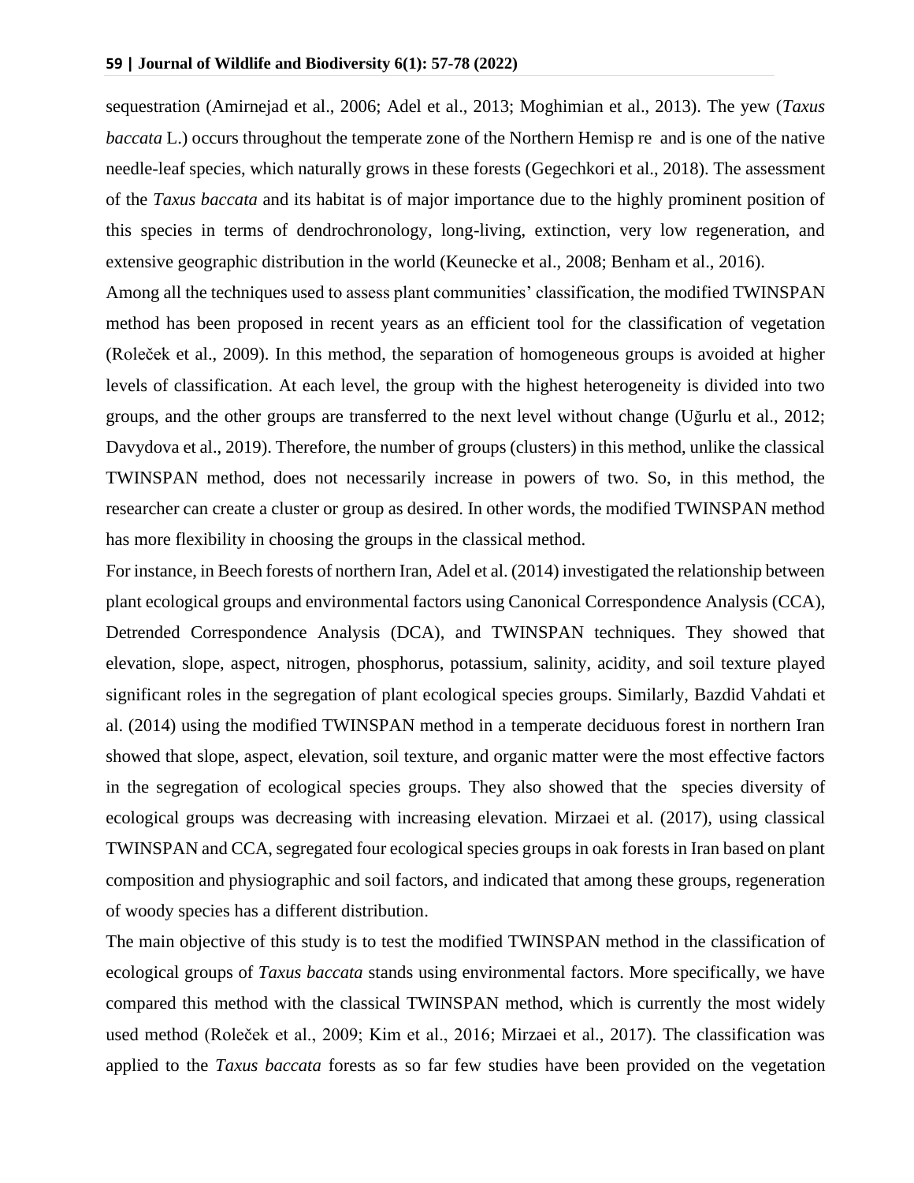sequestration (Amirnejad et al., 2006; Adel et al., 2013; Moghimian et al., 2013). The yew (*Taxus baccata* L.) occurs throughout the temperate zone of the Northern Hemisp re  and is one of the native needle-leaf species, which naturally grows in these forests (Gegechkori et al., 2018). The assessment of the *Taxus baccata* and its habitat is of major importance due to the highly prominent position of this species in terms of dendrochronology, long-living, extinction, very low regeneration, and extensive geographic distribution in the world (Keunecke et al., 2008; Benham et al., 2016).

Among all the techniques used to assess plant communities' classification, the modified TWINSPAN method has been proposed in recent years as an efficient tool for the classification of vegetation (Roleček et al., 2009). In this method, the separation of homogeneous groups is avoided at higher levels of classification. At each level, the group with the highest heterogeneity is divided into two groups, and the other groups are transferred to the next level without change (Uğurlu et al., 2012; Davydova et al., 2019). Therefore, the number of groups (clusters) in this method, unlike the classical TWINSPAN method, does not necessarily increase in powers of two. So, in this method, the researcher can create a cluster or group as desired. In other words, the modified TWINSPAN method has more flexibility in choosing the groups in the classical method.

For instance, in Beech forests of northern Iran, Adel et al. (2014) investigated the relationship between plant ecological groups and environmental factors using Canonical Correspondence Analysis (CCA), Detrended Correspondence Analysis (DCA), and TWINSPAN techniques. They showed that elevation, slope, aspect, nitrogen, phosphorus, potassium, salinity, acidity, and soil texture played significant roles in the segregation of plant ecological species groups. Similarly, Bazdid Vahdati et al. (2014) using the modified TWINSPAN method in a temperate deciduous forest in northern Iran showed that slope, aspect, elevation, soil texture, and organic matter were the most effective factors in the segregation of ecological species groups. They also showed that the species diversity of ecological groups was decreasing with increasing elevation. Mirzaei et al. (2017), using classical TWINSPAN and CCA, segregated four ecological species groups in oak forests in Iran based on plant composition and physiographic and soil factors, and indicated that among these groups, regeneration of woody species has a different distribution.

The main objective of this study is to test the modified TWINSPAN method in the classification of ecological groups of *Taxus baccata* stands using environmental factors. More specifically, we have compared this method with the classical TWINSPAN method, which is currently the most widely used method (Roleček et al., 2009; Kim et al., 2016; Mirzaei et al., 2017). The classification was applied to the *Taxus baccata* forests as so far few studies have been provided on the vegetation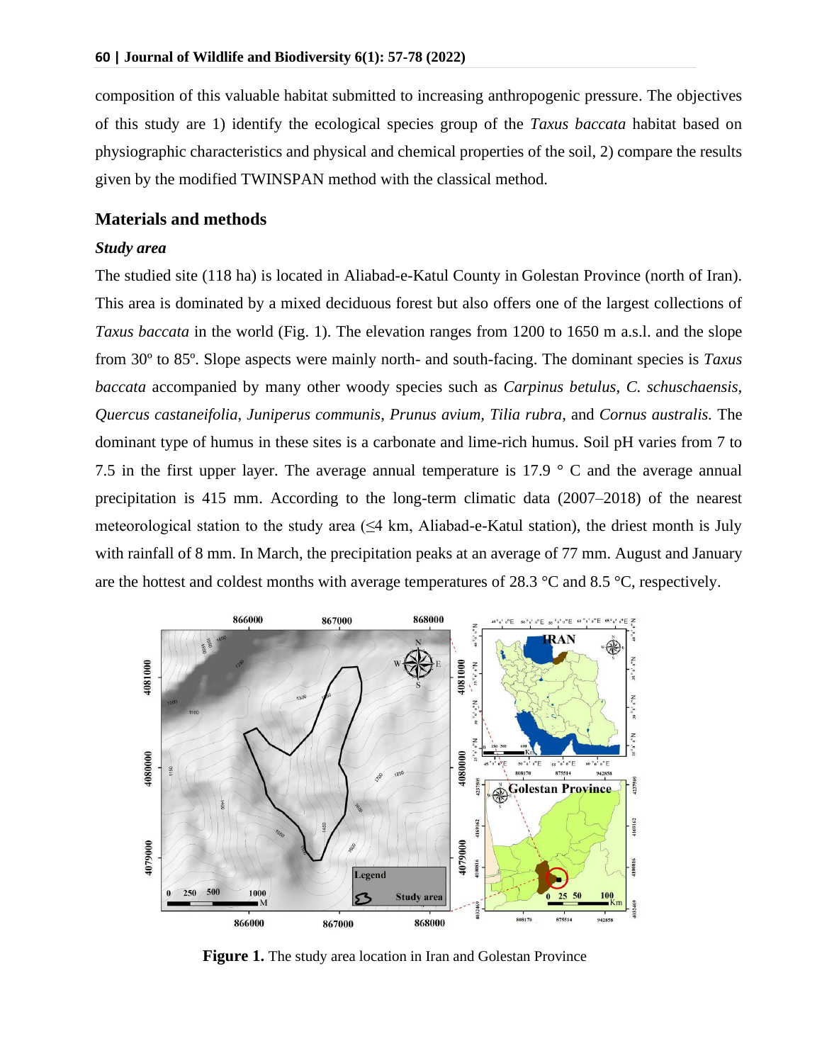composition of this valuable habitat submitted to increasing anthropogenic pressure. The objectives of this study are 1) identify the ecological species group of the *Taxus baccata* habitat based on physiographic characteristics and physical and chemical properties of the soil, 2) compare the results given by the modified TWINSPAN method with the classical method.

## Materials and methods

### *Study area*

The studied site (118 ha) is located in Aliabad-e-Katul County in Golestan Province (north of Iran). This area is dominated by a mixed deciduous forest but also offers one of the largest collections of *Taxus baccata* in the world (Fig. 1). The elevation ranges from 1200 to 1650 m a.s.l. and the slope from 30º to 85º. Slope aspects were mainly north- and south-facing. The dominant species is *Taxus baccata* accompanied by many other woody species such as *Carpinus betulus*, *C. schuschaensis*, *Quercus castaneifolia*, *Juniperus communis*, *Prunus avium*, *Tilia rubra*, and *Cornus australis.* The dominant type of humus in these sites is a carbonate and lime-rich humus. Soil pH varies from 7 to 7.5 in the first upper layer. The average annual temperature is 17.9 ° C and the average annual precipitation is 415 mm. According to the long-term climatic data (2007–2018) of the nearest meteorological station to the study area (≤4 km, Aliabad-e-Katul station), the driest month is July with rainfall of 8 mm. In March, the precipitation peaks at an average of 77 mm. August and January are the hottest and coldest months with average temperatures of 28.3 °C and 8.5 °C, respectively.

**Figure 1.** The study area location in Iran and Golestan Province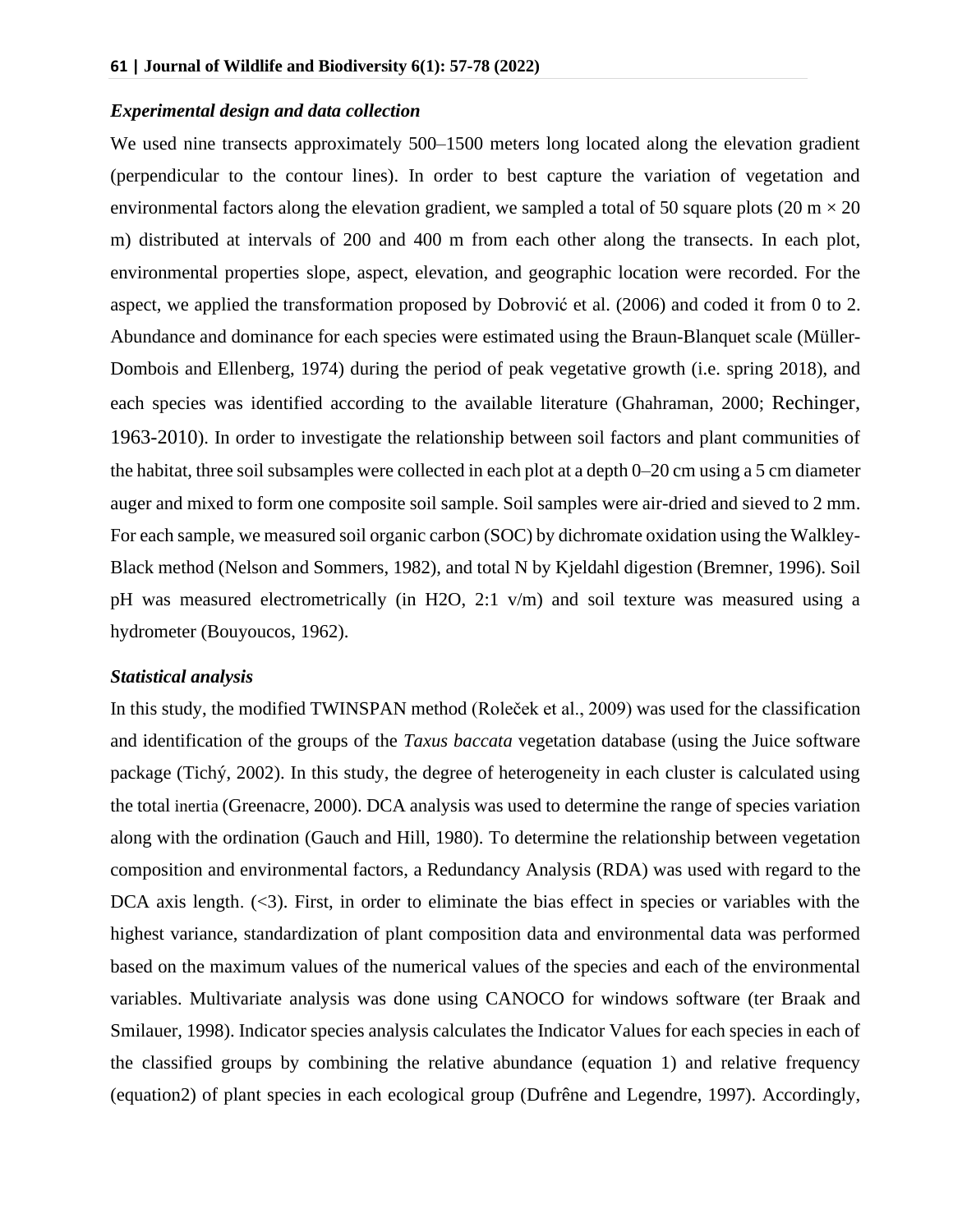### *Experimental design and data collection*

We used nine transects approximately 500–1500 meters long located along the elevation gradient (perpendicular to the contour lines). In order to best capture the variation of vegetation and environmental factors along the elevation gradient, we sampled a total of 50 square plots (20 m × 20 m) distributed at intervals of 200 and 400 m from each other along the transects. In each plot, environmental properties slope, aspect, elevation, and geographic location were recorded. For the aspect, we applied the transformation proposed by Dobrović et al. (2006) and coded it from 0 to 2. Abundance and dominance for each species were estimated using the Braun-Blanquet scale (Müller-Dombois and Ellenberg, 1974) during the period of peak vegetative growth (i.e. spring 2018), and each species was identified according to the available literature (Ghahraman, 2000; Rechinger, 1963-2010). In order to investigate the relationship between soil factors and plant communities of the habitat, three soil subsamples were collected in each plot at a depth 0–20 cm using a 5 cm diameter auger and mixed to form one composite soil sample. Soil samples were air-dried and sieved to 2 mm. For each sample, we measured soil organic carbon (SOC) by dichromate oxidation using the Walkley-Black method (Nelson and Sommers, 1982), and total N by Kjeldahl digestion (Bremner, 1996). Soil pH was measured electrometrically (in $H_2O$, 2:1 v/m) and soil texture was measured using a hydrometer (Bouyoucos, 1962).

### *Statistical analysis*

In this study, the modified TWINSPAN method (Roleček et al., 2009) was used for the classification and identification of the groups of the *Taxus baccata* vegetation database (using the Juice software package (Tichý, 2002). In this study, the degree of heterogeneity in each cluster is calculated using the total inertia (Greenacre, 2000). DCA analysis was used to determine the range of species variation along with the ordination (Gauch and Hill, 1980). To determine the relationship between vegetation composition and environmental factors, a Redundancy Analysis (RDA) was used with regard to the DCA axis length. (<3). First, in order to eliminate the bias effect in species or variables with the highest variance, standardization of plant composition data and environmental data was performed based on the maximum values of the numerical values of the species and each of the environmental variables. Multivariate analysis was done using CANOCO for windows software (ter Braak and Smilauer, 1998). Indicator species analysis calculates the Indicator Values for each species in each of the classified groups by combining the relative abundance (equation 1) and relative frequency (equation2) of plant species in each ecological group (Dufrêne and Legendre, 1997). Accordingly,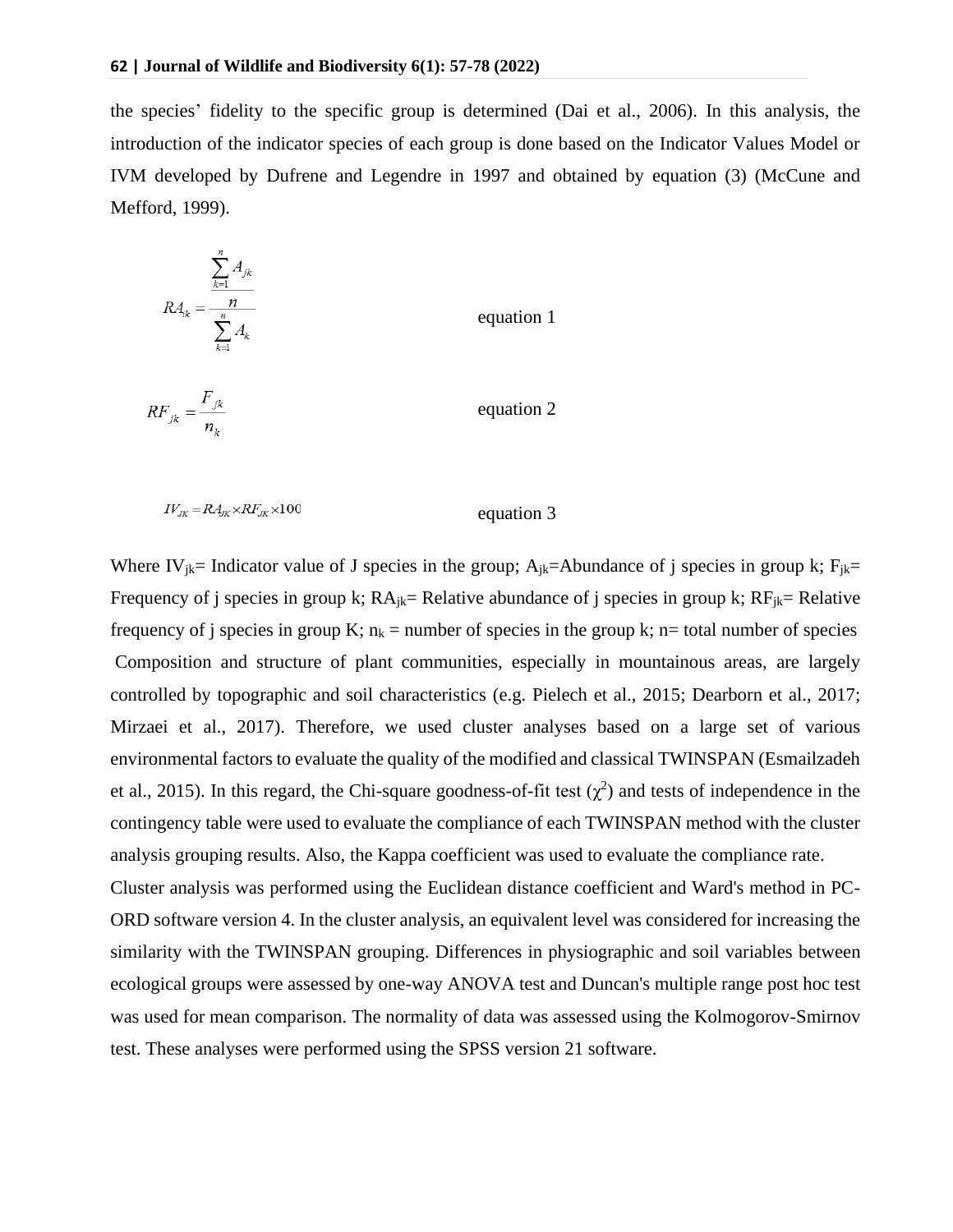the species' fidelity to the specific group is determined (Dai et al., 2006). In this analysis, the introduction of the indicator species of each group is done based on the Indicator Values Model or IVM developed by Dufrene and Legendre in 1997 and obtained by equation (3) (McCune and Mefford, 1999).

$$RA_{jk} = \frac{\frac{\sum_{k=1}^{n} A_{jk}}{n}}{\sum_{k=1}^{n} A_k} \qquad \text{equation 1}$$

$$RF_{jk} = \frac{F_{jk}}{n_k} \qquad \text{equation 2}$$

$$IV_{JK} = RA_{JK} \times RF_{JK} \times 100 \qquad \text{equation 3}$$

Where $IV_{jk}$= Indicator value of J species in the group; $A_{jk}$=Abundance of j species in group k; $F_{jk}$= Frequency of j species in group k; $RA_{jk}$= Relative abundance of j species in group k; $RF_{jk}$= Relative frequency of j species in group K; $n_k$ = number of species in the group k; n= total number of species

Composition and structure of plant communities, especially in mountainous areas, are largely controlled by topographic and soil characteristics (e.g. Pielech et al., 2015; Dearborn et al., 2017; Mirzaei et al., 2017). Therefore, we used cluster analyses based on a large set of various environmental factors to evaluate the quality of the modified and classical TWINSPAN (Esmailzadeh et al., 2015). In this regard, the Chi-square goodness-of-fit test ($\chi^2$) and tests of independence in the contingency table were used to evaluate the compliance of each TWINSPAN method with the cluster analysis grouping results. Also, the Kappa coefficient was used to evaluate the compliance rate.

Cluster analysis was performed using the Euclidean distance coefficient and Ward's method in PC-ORD software version 4. In the cluster analysis, an equivalent level was considered for increasing the similarity with the TWINSPAN grouping. Differences in physiographic and soil variables between ecological groups were assessed by one-way ANOVA test and Duncan's multiple range post hoc test was used for mean comparison. The normality of data was assessed using the Kolmogorov-Smirnov test. These analyses were performed using the SPSS version 21 software.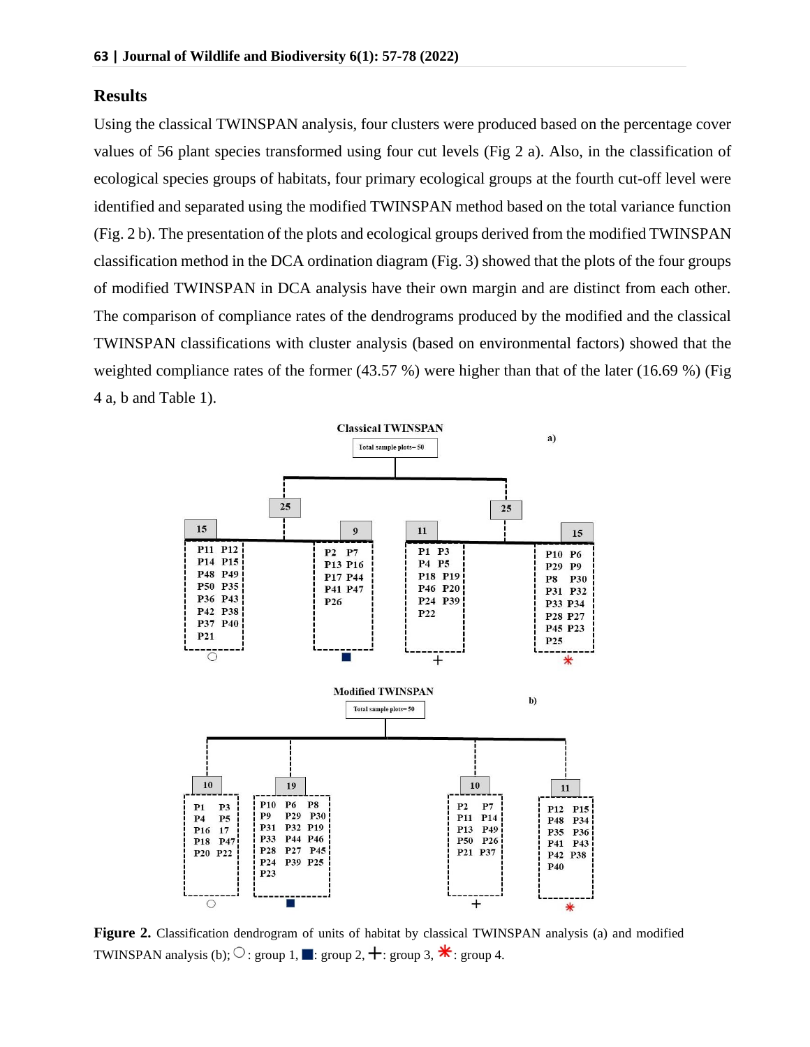## Results

Using the classical TWINSPAN analysis, four clusters were produced based on the percentage cover values of 56 plant species transformed using four cut levels (Fig 2 a). Also, in the classification of ecological species groups of habitats, four primary ecological groups at the fourth cut-off level were identified and separated using the modified TWINSPAN method based on the total variance function (Fig. 2 b). The presentation of the plots and ecological groups derived from the modified TWINSPAN classification method in the DCA ordination diagram (Fig. 3) showed that the plots of the four groups of modified TWINSPAN in DCA analysis have their own margin and are distinct from each other. The comparison of compliance rates of the dendrograms produced by the modified and the classical TWINSPAN classifications with cluster analysis (based on environmental factors) showed that the weighted compliance rates of the former (43.57 %) were higher than that of the later (16.69 %) (Fig 4 a, b and Table 1).

**Figure 2.** Classification dendrogram of units of habitat by classical TWINSPAN analysis (a) and modified TWINSPAN analysis (b); ○: group 1, ■: group 2, +: group 3, *: group 4.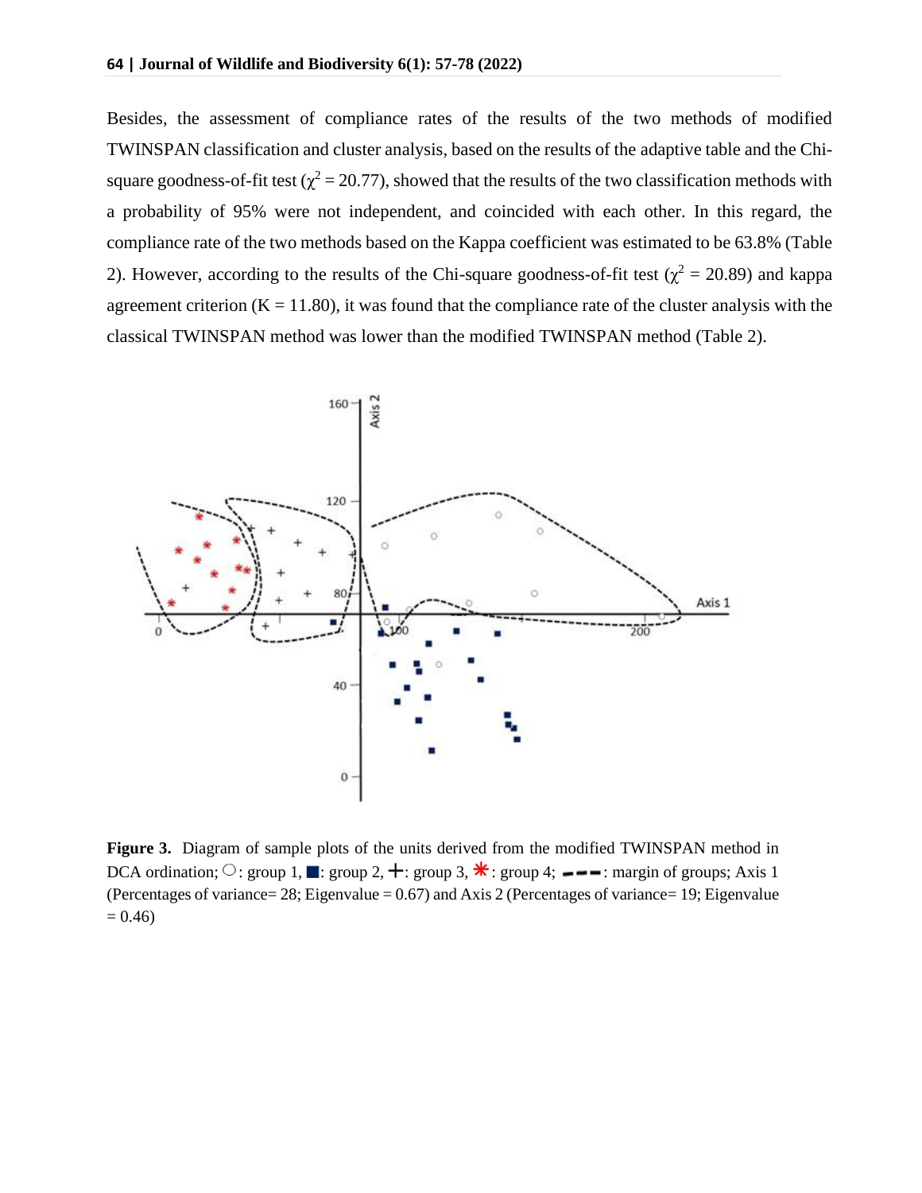Besides, the assessment of compliance rates of the results of the two methods of modified TWINSPAN classification and cluster analysis, based on the results of the adaptive table and the Chi-square goodness-of-fit test ($\chi^2 = 20.77$), showed that the results of the two classification methods with a probability of 95% were not independent, and coincided with each other. In this regard, the compliance rate of the two methods based on the Kappa coefficient was estimated to be 63.8% (Table 2). However, according to the results of the Chi-square goodness-of-fit test ($\chi^2 = 20.89$) and kappa agreement criterion (K = 11.80), it was found that the compliance rate of the cluster analysis with the classical TWINSPAN method was lower than the modified TWINSPAN method (Table 2).

**Figure 3.** Diagram of sample plots of the units derived from the modified TWINSPAN method in DCA ordination; ○: group 1, ■: group 2, +: group 3, *: group 4; - - -: margin of groups; Axis 1 (Percentages of variance= 28; Eigenvalue = 0.67) and Axis 2 (Percentages of variance= 19; Eigenvalue = 0.46)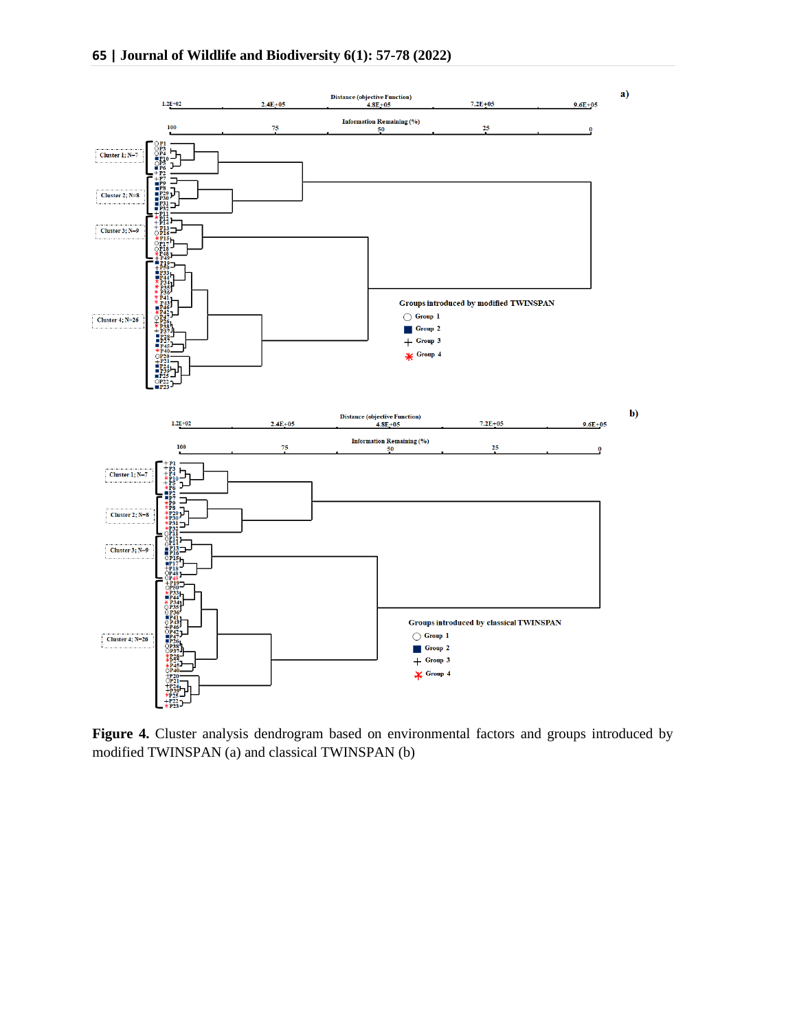**Figure 4.** Cluster analysis dendrogram based on environmental factors and groups introduced by modified TWINSPAN (a) and classical TWINSPAN (b)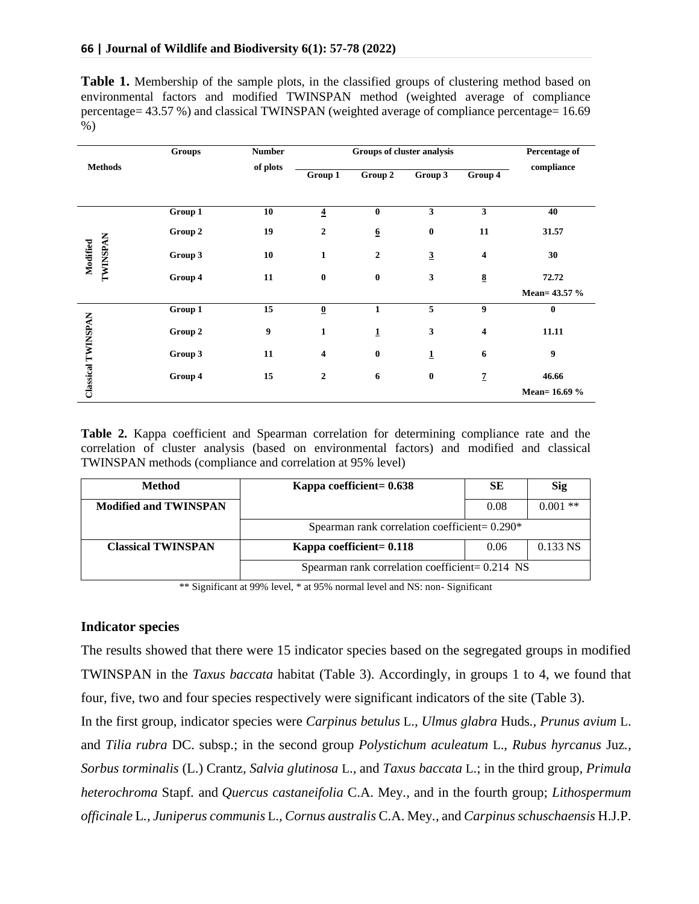**Table 1.** Membership of the sample plots, in the classified groups of clustering method based on environmental factors and modified TWINSPAN method (weighted average of compliance percentage= 43.57 %) and classical TWINSPAN (weighted average of compliance percentage= 16.69 %)

| Methods | Groups | Number of plots | Groups of cluster analysis | | | | Percentage of compliance |
|---|---|---|---|---|---|---|---|
| | | | Group 1 | Group 2 | Group 3 | Group 4 | |
| Modified TWINSPAN | Group 1 | 10 | <u>4</u> | 0 | 3 | 3 | 40 |
| | Group 2 | 19 | 2 | <u>6</u> | 0 | 11 | 31.57 |
| | Group 3 | 10 | 1 | 2 | <u>3</u> | 4 | 30 |
| | Group 4 | 11 | 0 | 0 | 3 | <u>8</u> | 72.72 |
| | | | | | | | Mean= 43.57 % |
| Classical TWINSPAN | Group 1 | 15 | <u>0</u> | 1 | 5 | 9 | 0 |
| | Group 2 | 9 | 1 | <u>1</u> | 3 | 4 | 11.11 |
| | Group 3 | 11 | 4 | 0 | <u>1</u> | 6 | 9 |
| | Group 4 | 15 | 2 | 6 | 0 | <u>7</u> | 46.66 |
| | | | | | | | Mean= 16.69 % |

**Table 2.** Kappa coefficient and Spearman correlation for determining compliance rate and the correlation of cluster analysis (based on environmental factors) and modified and classical TWINSPAN methods (compliance and correlation at 95% level)

| Method | Kappa coefficient= 0.638 | SE | Sig |
|---|---|---|---|
| **Modified and TWINSPAN** | | 0.08 | 0.001 ** |
| | Spearman rank correlation coefficient= 0.290* | | |
| **Classical TWINSPAN** | **Kappa coefficient= 0.118** | 0.06 | 0.133 NS |
| | Spearman rank correlation coefficient= 0.214 NS | | |

** Significant at 99% level, * at 95% normal level and NS: non- Significant

### Indicator species

The results showed that there were 15 indicator species based on the segregated groups in modified TWINSPAN in the *Taxus baccata* habitat (Table 3). Accordingly, in groups 1 to 4, we found that four, five, two and four species respectively were significant indicators of the site (Table 3).

In the first group, indicator species were *Carpinus betulus* L., *Ulmus glabra* Huds., *Prunus avium* L. and *Tilia rubra* DC. subsp.; in the second group *Polystichum aculeatum* L., *Rubus hyrcanus* Juz., *Sorbus torminalis* (L.) Crantz, *Salvia glutinosa* L., and *Taxus baccata* L.; in the third group, *Primula heterochroma* Stapf. and *Quercus castaneifolia* C.A. Mey., and in the fourth group; *Lithospermum officinale* L., *Juniperus communis* L., *Cornus australis* C.A. Mey., and *Carpinus schuschaensis* H.J.P.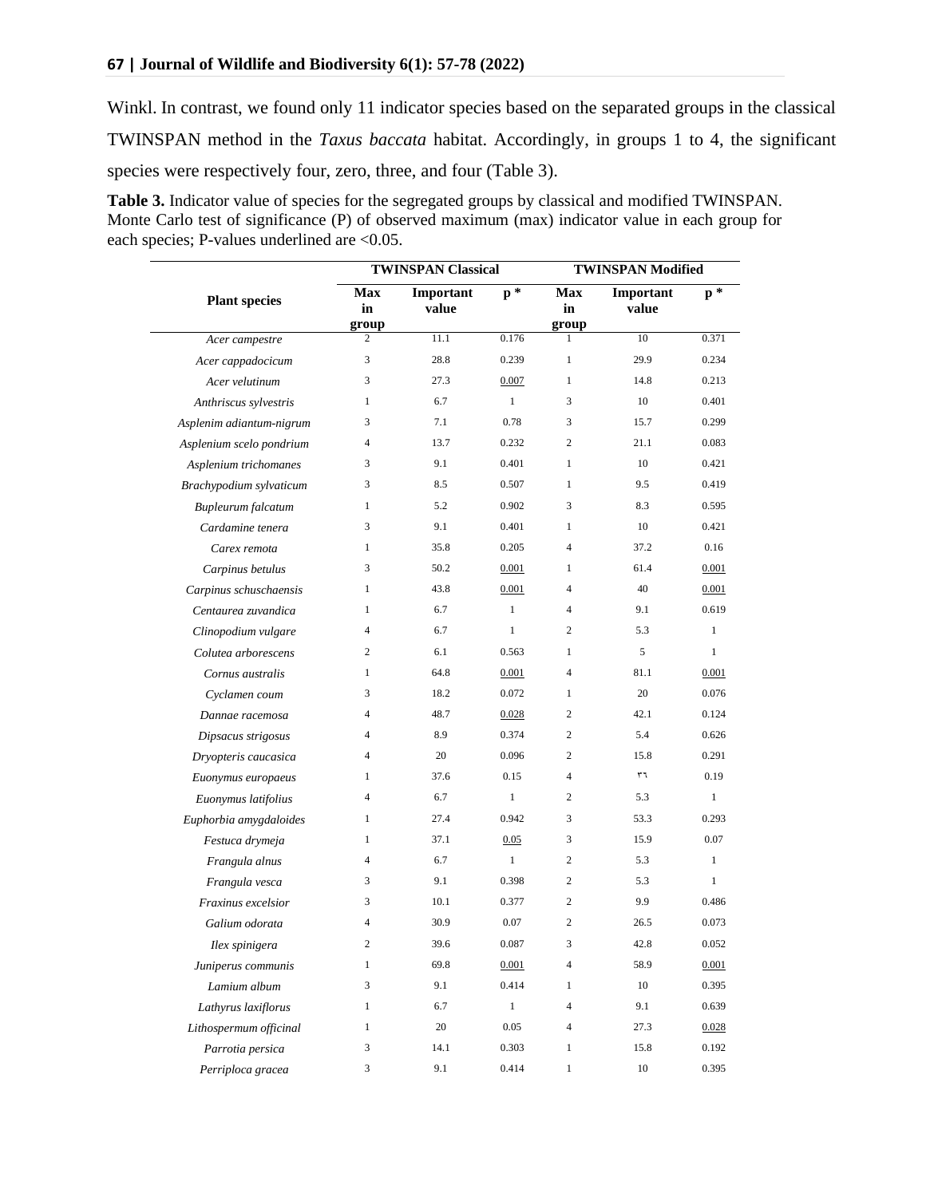Winkl. In contrast, we found only 11 indicator species based on the separated groups in the classical TWINSPAN method in the *Taxus baccata* habitat. Accordingly, in groups 1 to 4, the significant species were respectively four, zero, three, and four (Table 3).

**Table 3.** Indicator value of species for the segregated groups by classical and modified TWINSPAN. Monte Carlo test of significance (P) of observed maximum (max) indicator value in each group for each species; P-values underlined are <0.05.

| Plant species | TWINSPAN Classical | | | TWINSPAN Modified | | |
|---|---|---|---|---|---|---|
| | Max in group | Important value | p * | Max in group | Important value | p * |
| *Acer campestre* | 2 | 11.1 | 0.176 | 1 | 10 | 0.371 |
| *Acer cappadocicum* | 3 | 28.8 | 0.239 | 1 | 29.9 | 0.234 |
| *Acer velutinum* | 3 | 27.3 | <u>0.007</u> | 1 | 14.8 | 0.213 |
| *Anthriscus sylvestris* | 1 | 6.7 | 1 | 3 | 10 | 0.401 |
| *Asplenim adiantum-nigrum* | 3 | 7.1 | 0.78 | 3 | 15.7 | 0.299 |
| *Asplenium scelo pondrium* | 4 | 13.7 | 0.232 | 2 | 21.1 | 0.083 |
| *Asplenium trichomanes* | 3 | 9.1 | 0.401 | 1 | 10 | 0.421 |
| *Brachypodium sylvaticum* | 3 | 8.5 | 0.507 | 1 | 9.5 | 0.419 |
| *Bupleurum falcatum* | 1 | 5.2 | 0.902 | 3 | 8.3 | 0.595 |
| *Cardamine tenera* | 3 | 9.1 | 0.401 | 1 | 10 | 0.421 |
| *Carex remota* | 1 | 35.8 | 0.205 | 4 | 37.2 | 0.16 |
| *Carpinus betulus* | 3 | 50.2 | <u>0.001</u> | 1 | 61.4 | <u>0.001</u> |
| *Carpinus schuschaensis* | 1 | 43.8 | <u>0.001</u> | 4 | 40 | <u>0.001</u> |
| *Centaurea zuvandica* | 1 | 6.7 | 1 | 4 | 9.1 | 0.619 |
| *Clinopodium vulgare* | 4 | 6.7 | 1 | 2 | 5.3 | 1 |
| *Colutea arborescens* | 2 | 6.1 | 0.563 | 1 | 5 | 1 |
| *Cornus australis* | 1 | 64.8 | <u>0.001</u> | 4 | 81.1 | <u>0.001</u> |
| *Cyclamen coum* | 3 | 18.2 | 0.072 | 1 | 20 | 0.076 |
| *Dannae racemosa* | 4 | 48.7 | <u>0.028</u> | 2 | 42.1 | 0.124 |
| *Dipsacus strigosus* | 4 | 8.9 | 0.374 | 2 | 5.4 | 0.626 |
| *Dryopteris caucasica* | 4 | 20 | 0.096 | 2 | 15.8 | 0.291 |
| *Euonymus europaeus* | 1 | 37.6 | 0.15 | 4 | ٣٦ | 0.19 |
| *Euonymus latifolius* | 4 | 6.7 | 1 | 2 | 5.3 | 1 |
| *Euphorbia amygdaloides* | 1 | 27.4 | 0.942 | 3 | 53.3 | 0.293 |
| *Festuca drymeja* | 1 | 37.1 | <u>0.05</u> | 3 | 15.9 | 0.07 |
| *Frangula alnus* | 4 | 6.7 | 1 | 2 | 5.3 | 1 |
| *Frangula vesca* | 3 | 9.1 | 0.398 | 2 | 5.3 | 1 |
| *Fraxinus excelsior* | 3 | 10.1 | 0.377 | 2 | 9.9 | 0.486 |
| *Galium odorata* | 4 | 30.9 | 0.07 | 2 | 26.5 | 0.073 |
| *Ilex spinigera* | 2 | 39.6 | 0.087 | 3 | 42.8 | 0.052 |
| *Juniperus communis* | 1 | 69.8 | <u>0.001</u> | 4 | 58.9 | <u>0.001</u> |
| *Lamium album* | 3 | 9.1 | 0.414 | 1 | 10 | 0.395 |
| *Lathyrus laxiflorus* | 1 | 6.7 | 1 | 4 | 9.1 | 0.639 |
| *Lithospermum officinal* | 1 | 20 | 0.05 | 4 | 27.3 | <u>0.028</u> |
| *Parrotia persica* | 3 | 14.1 | 0.303 | 1 | 15.8 | 0.192 |
| *Perriploca gracea* | 3 | 9.1 | 0.414 | 1 | 10 | 0.395 |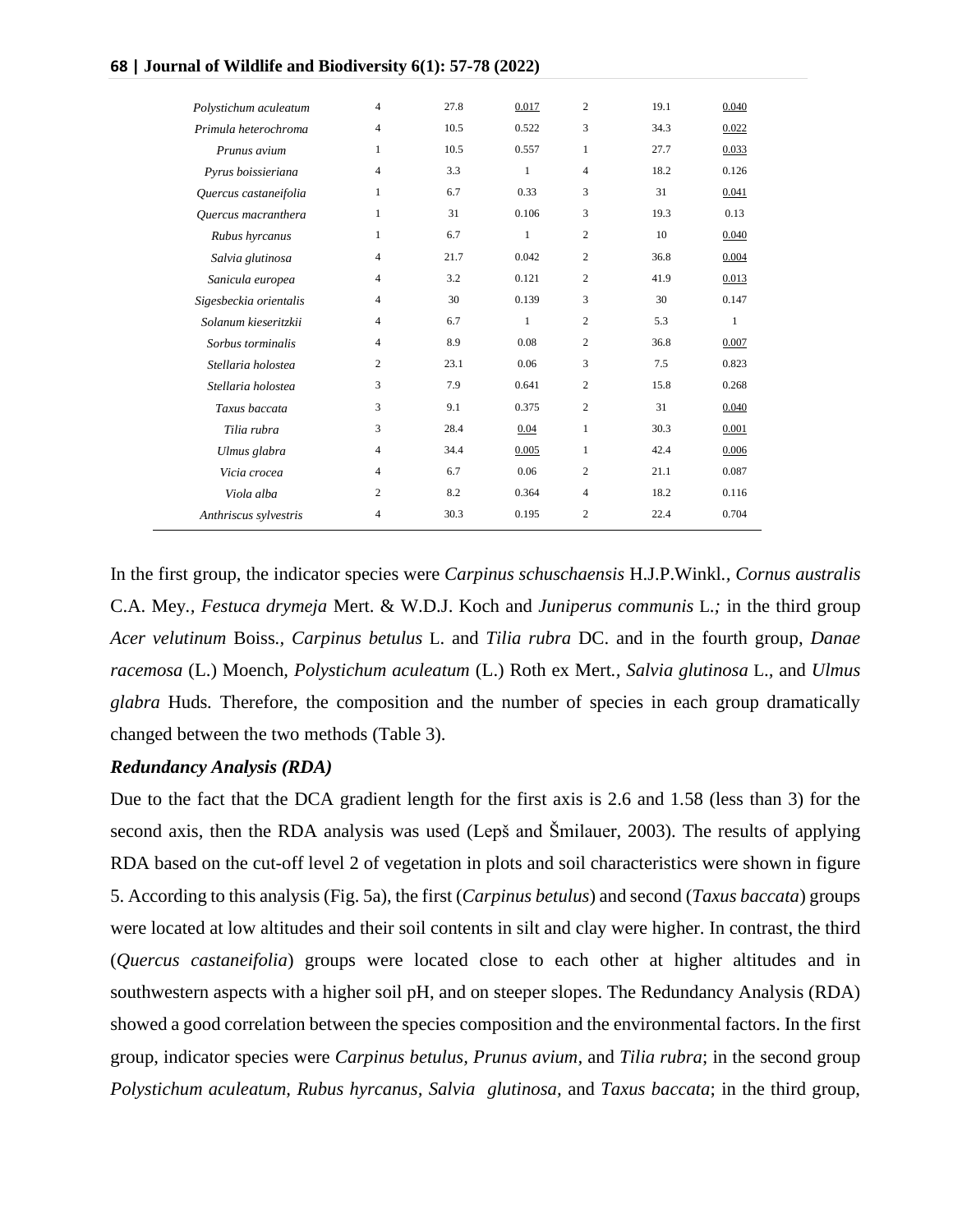| | | | | | | |
|---|---|---|---|---|---|---|
| *Polystichum aculeatum* | 4 | 27.8 | <u>0.017</u> | 2 | 19.1 | <u>0.040</u> |
| *Primula heterochroma* | 4 | 10.5 | 0.522 | 3 | 34.3 | <u>0.022</u> |
| *Prunus avium* | 1 | 10.5 | 0.557 | 1 | 27.7 | <u>0.033</u> |
| *Pyrus boissieriana* | 4 | 3.3 | 1 | 4 | 18.2 | 0.126 |
| *Quercus castaneifolia* | 1 | 6.7 | 0.33 | 3 | 31 | <u>0.041</u> |
| *Quercus macranthera* | 1 | 31 | 0.106 | 3 | 19.3 | 0.13 |
| *Rubus hyrcanus* | 1 | 6.7 | 1 | 2 | 10 | <u>0.040</u> |
| *Salvia glutinosa* | 4 | 21.7 | 0.042 | 2 | 36.8 | <u>0.004</u> |
| *Sanicula europea* | 4 | 3.2 | 0.121 | 2 | 41.9 | <u>0.013</u> |
| *Sigesbeckia orientalis* | 4 | 30 | 0.139 | 3 | 30 | 0.147 |
| *Solanum kieseritzkii* | 4 | 6.7 | 1 | 2 | 5.3 | 1 |
| *Sorbus torminalis* | 4 | 8.9 | 0.08 | 2 | 36.8 | <u>0.007</u> |
| *Stellaria holostea* | 2 | 23.1 | 0.06 | 3 | 7.5 | 0.823 |
| *Stellaria holostea* | 3 | 7.9 | 0.641 | 2 | 15.8 | 0.268 |
| *Taxus baccata* | 3 | 9.1 | 0.375 | 2 | 31 | <u>0.040</u> |
| *Tilia rubra* | 3 | 28.4 | <u>0.04</u> | 1 | 30.3 | <u>0.001</u> |
| *Ulmus glabra* | 4 | 34.4 | <u>0.005</u> | 1 | 42.4 | <u>0.006</u> |
| *Vicia crocea* | 4 | 6.7 | 0.06 | 2 | 21.1 | 0.087 |
| *Viola alba* | 2 | 8.2 | 0.364 | 4 | 18.2 | 0.116 |
| *Anthriscus sylvestris* | 4 | 30.3 | 0.195 | 2 | 22.4 | 0.704 |

In the first group, the indicator species were *Carpinus schuschaensis* H.J.P.Winkl., *Cornus australis* C.A. Mey., *Festuca drymeja* Mert. & W.D.J. Koch and *Juniperus communis* L.; in the third group *Acer velutinum* Boiss., *Carpinus betulus* L. and *Tilia rubra* DC. and in the fourth group, *Danae racemosa* (L.) Moench, *Polystichum aculeatum* (L.) Roth ex Mert., *Salvia glutinosa* L., and *Ulmus glabra* Huds. Therefore, the composition and the number of species in each group dramatically changed between the two methods (Table 3).

***Redundancy Analysis (RDA)***

Due to the fact that the DCA gradient length for the first axis is 2.6 and 1.58 (less than 3) for the second axis, then the RDA analysis was used (Lepš and Šmilauer, 2003). The results of applying RDA based on the cut-off level 2 of vegetation in plots and soil characteristics were shown in figure 5. According to this analysis (Fig. 5a), the first (*Carpinus betulus*) and second (*Taxus baccata*) groups were located at low altitudes and their soil contents in silt and clay were higher. In contrast, the third (*Quercus castaneifolia*) groups were located close to each other at higher altitudes and in southwestern aspects with a higher soil pH, and on steeper slopes. The Redundancy Analysis (RDA) showed a good correlation between the species composition and the environmental factors. In the first group, indicator species were *Carpinus betulus, Prunus avium,* and *Tilia rubra*; in the second group *Polystichum aculeatum, Rubus hyrcanus, Salvia glutinosa,* and *Taxus baccata*; in the third group,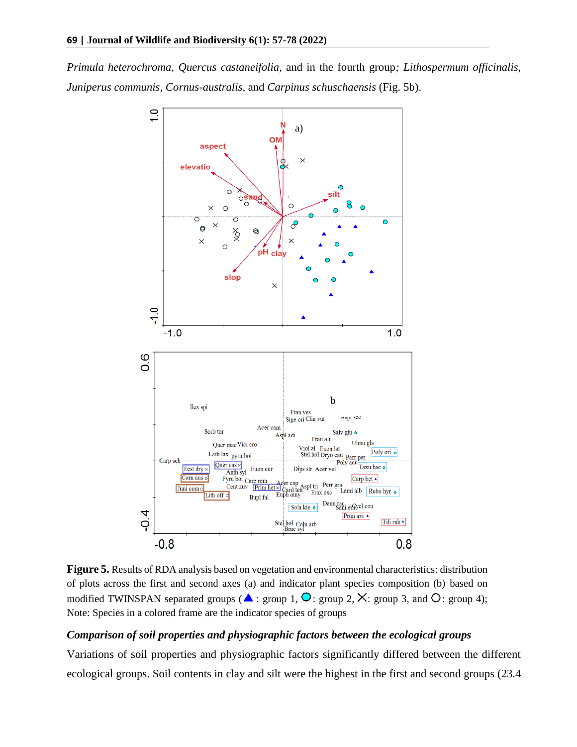*Primula heterochroma*, *Quercus castaneifolia*, and in the fourth group; *Lithospermum officinalis*, *Juniperus communis*, *Cornus-australis*, and *Carpinus schuschaensis* (Fig. 5b).

**Figure 5.** Results of RDA analysis based on vegetation and environmental characteristics: distribution of plots across the first and second axes (a) and indicator plant species composition (b) based on modified TWINSPAN separated groups (▲: group 1, ○: group 2, ✕: group 3, and ○: group 4); Note: Species in a colored frame are the indicator species of groups

### *Comparison of soil properties and physiographic factors between the ecological groups*

Variations of soil properties and physiographic factors significantly differed between the different ecological groups. Soil contents in clay and silt were the highest in the first and second groups (23.4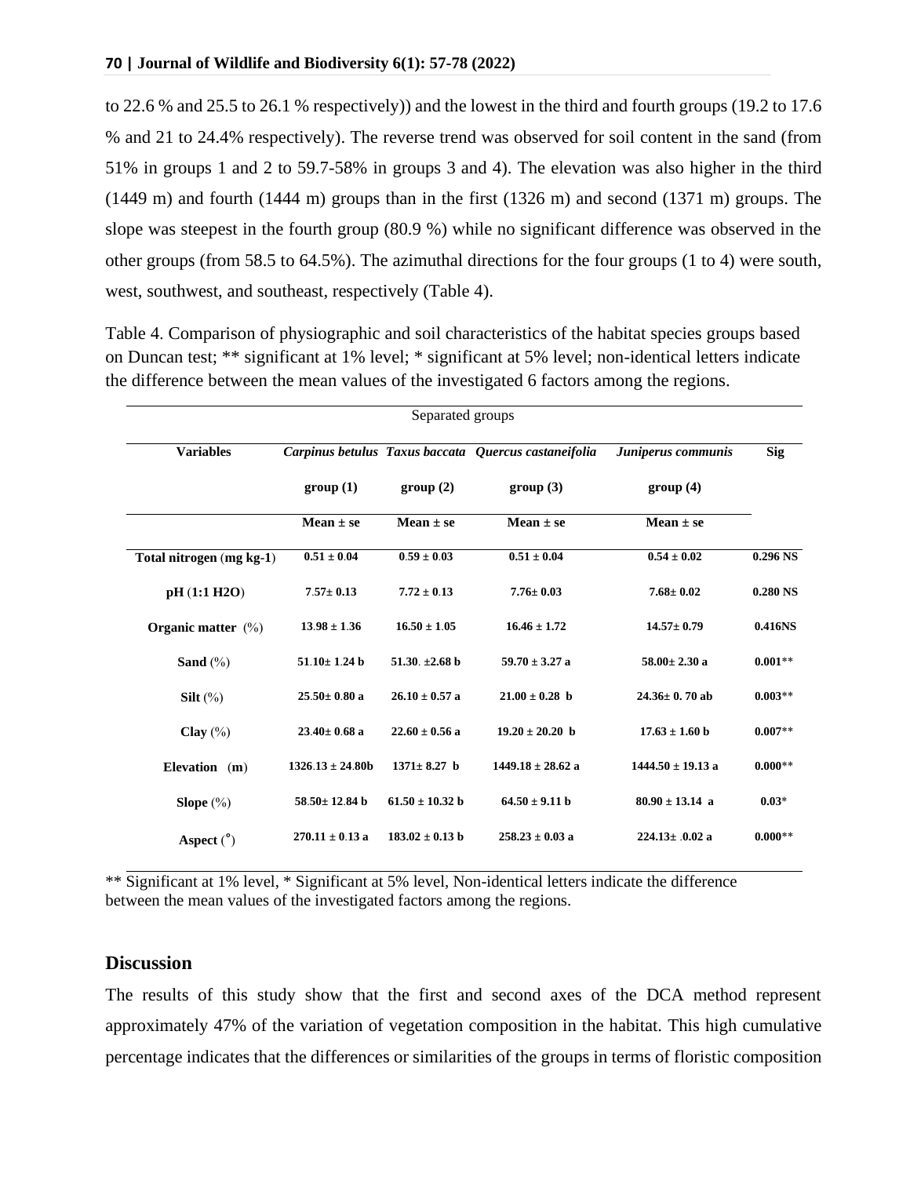to 22.6 % and 25.5 to 26.1 % respectively)) and the lowest in the third and fourth groups (19.2 to 17.6 % and 21 to 24.4% respectively). The reverse trend was observed for soil content in the sand (from 51% in groups 1 and 2 to 59.7-58% in groups 3 and 4). The elevation was also higher in the third (1449 m) and fourth (1444 m) groups than in the first (1326 m) and second (1371 m) groups. The slope was steepest in the fourth group (80.9 %) while no significant difference was observed in the other groups (from 58.5 to 64.5%). The azimuthal directions for the four groups (1 to 4) were south, west, southwest, and southeast, respectively (Table 4).

Table 4. Comparison of physiographic and soil characteristics of the habitat species groups based on Duncan test; ** significant at 1% level; * significant at 5% level; non-identical letters indicate the difference between the mean values of the investigated 6 factors among the regions.

| | Separated groups | | | | |
|---|---|---|---|---|---|
| **Variables** | ***Carpinus betulus*** | ***Taxus baccata*** | ***Quercus castaneifolia*** | ***Juniperus communis*** | **Sig** |
| | **group (1)** | **group (2)** | **group (3)** | **group (4)** | |
| | **Mean ± se** | **Mean ± se** | **Mean ± se** | **Mean ± se** | |
| **Total nitrogen** (**mg kg-1**) | **0.51 ± 0.04** | **0.59 ± 0.03** | **0.51 ± 0.04** | **0.54 ± 0.02** | **0.296 NS** |
| **pH** (**1:1 H2O**) | **7.57± 0.13** | **7.72 ± 0.13** | **7.76± 0.03** | **7.68± 0.02** | **0.280 NS** |
| **Organic matter** (%) | **13.98 ± 1.36** | **16.50 ± 1.05** | **16.46 ± 1.72** | **14.57± 0.79** | **0.416NS** |
| **Sand** (%) | **51.10± 1.24 b** | **51.30. ±2.68 b** | **59.70 ± 3.27 a** | **58.00± 2.30 a** | **0.001**** |
| **Silt** (%) | **25.50± 0.80 a** | **26.10 ± 0.57 a** | **21.00 ± 0.28 b** | **24.36± 0. 70 ab** | **0.003**** |
| **Clay** (%) | **23.40± 0.68 a** | **22.60 ± 0.56 a** | **19.20 ± 20.20 b** | **17.63 ± 1.60 b** | **0.007**** |
| **Elevation** (**m**) | **1326.13 ± 24.80b** | **1371± 8.27 b** | **1449.18 ± 28.62 a** | **1444.50 ± 19.13 a** | **0.000**** |
| **Slope** (%) | **58.50± 12.84 b** | **61.50 ± 10.32 b** | **64.50 ± 9.11 b** | **80.90 ± 13.14 a** | **0.03*** |
| **Aspect** (°) | **270.11 ± 0.13 a** | **183.02 ± 0.13 b** | **258.23 ± 0.03 a** | **224.13± .0.02 a** | **0.000**** |

** Significant at 1% level, * Significant at 5% level, Non-identical letters indicate the difference between the mean values of the investigated factors among the regions.

## Discussion

The results of this study show that the first and second axes of the DCA method represent approximately 47% of the variation of vegetation composition in the habitat. This high cumulative percentage indicates that the differences or similarities of the groups in terms of floristic composition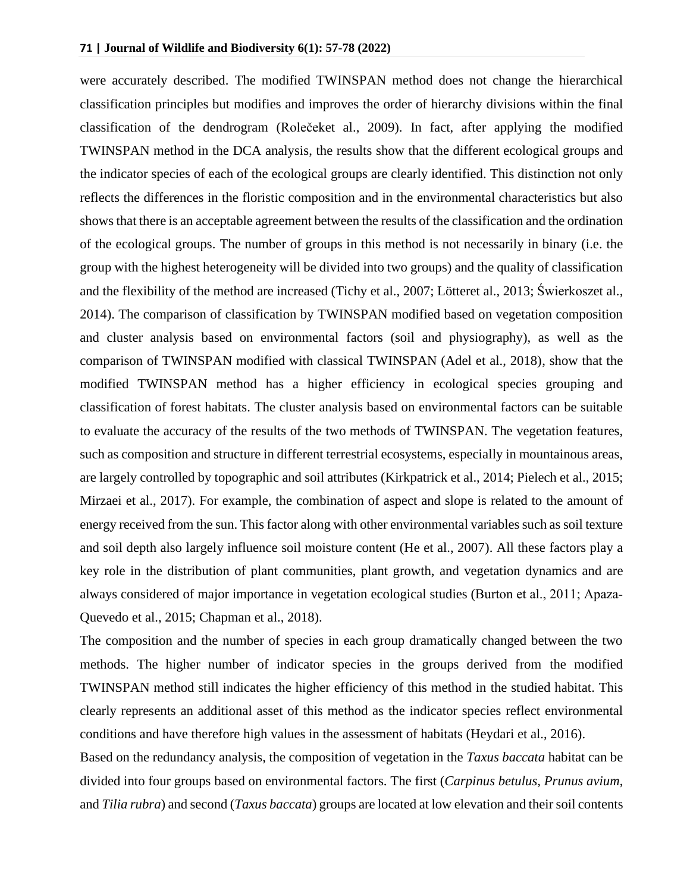were accurately described. The modified TWINSPAN method does not change the hierarchical classification principles but modifies and improves the order of hierarchy divisions within the final classification of the dendrogram (Rolečeket al., 2009). In fact, after applying the modified TWINSPAN method in the DCA analysis, the results show that the different ecological groups and the indicator species of each of the ecological groups are clearly identified. This distinction not only reflects the differences in the floristic composition and in the environmental characteristics but also shows that there is an acceptable agreement between the results of the classification and the ordination of the ecological groups. The number of groups in this method is not necessarily in binary (i.e. the group with the highest heterogeneity will be divided into two groups) and the quality of classification and the flexibility of the method are increased (Tichy et al., 2007; Lötteret al., 2013; Świerkoszet al., 2014). The comparison of classification by TWINSPAN modified based on vegetation composition and cluster analysis based on environmental factors (soil and physiography), as well as the comparison of TWINSPAN modified with classical TWINSPAN (Adel et al., 2018), show that the modified TWINSPAN method has a higher efficiency in ecological species grouping and classification of forest habitats. The cluster analysis based on environmental factors can be suitable to evaluate the accuracy of the results of the two methods of TWINSPAN. The vegetation features, such as composition and structure in different terrestrial ecosystems, especially in mountainous areas, are largely controlled by topographic and soil attributes (Kirkpatrick et al., 2014; Pielech et al., 2015; Mirzaei et al., 2017). For example, the combination of aspect and slope is related to the amount of energy received from the sun. This factor along with other environmental variables such as soil texture and soil depth also largely influence soil moisture content (He et al., 2007). All these factors play a key role in the distribution of plant communities, plant growth, and vegetation dynamics and are always considered of major importance in vegetation ecological studies (Burton et al., 2011; Apaza-Quevedo et al., 2015; Chapman et al., 2018).

The composition and the number of species in each group dramatically changed between the two methods. The higher number of indicator species in the groups derived from the modified TWINSPAN method still indicates the higher efficiency of this method in the studied habitat. This clearly represents an additional asset of this method as the indicator species reflect environmental conditions and have therefore high values in the assessment of habitats (Heydari et al., 2016).

Based on the redundancy analysis, the composition of vegetation in the *Taxus baccata* habitat can be divided into four groups based on environmental factors. The first (*Carpinus betulus, Prunus avium*, and *Tilia rubra*) and second (*Taxus baccata*) groups are located at low elevation and their soil contents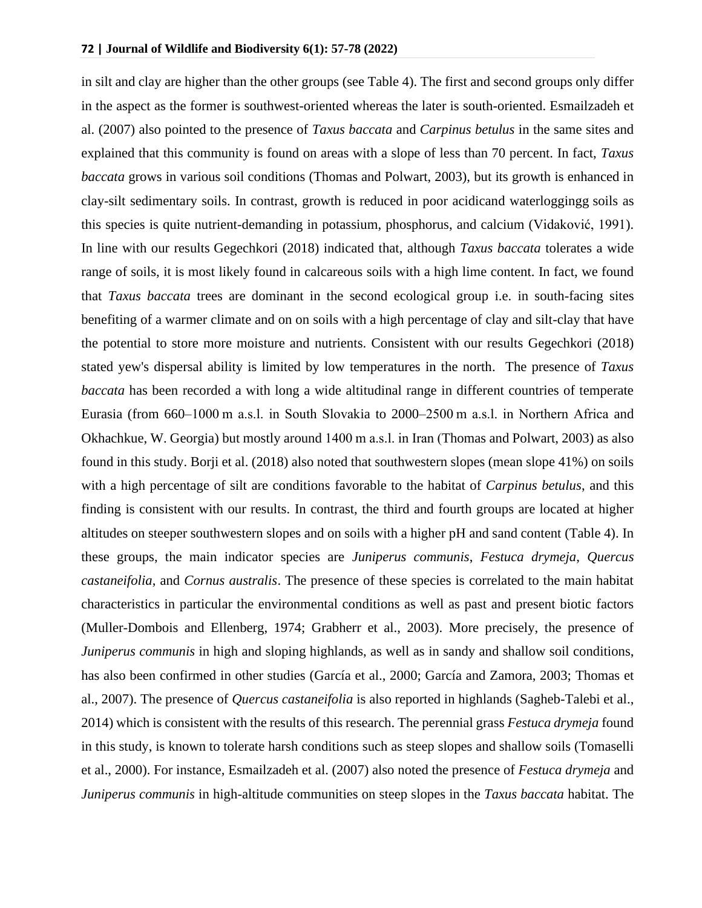in silt and clay are higher than the other groups (see Table 4). The first and second groups only differ in the aspect as the former is southwest-oriented whereas the later is south-oriented. Esmailzadeh et al. (2007) also pointed to the presence of *Taxus baccata* and *Carpinus betulus* in the same sites and explained that this community is found on areas with a slope of less than 70 percent. In fact, *Taxus baccata* grows in various soil conditions (Thomas and Polwart, 2003), but its growth is enhanced in clay-silt sedimentary soils. In contrast, growth is reduced in poor acidicand waterloggingg soils as this species is quite nutrient-demanding in potassium, phosphorus, and calcium (Vidaković, 1991). In line with our results Gegechkori (2018) indicated that, although *Taxus baccata* tolerates a wide range of soils, it is most likely found in calcareous soils with a high lime content. In fact, we found that *Taxus baccata* trees are dominant in the second ecological group i.e. in south-facing sites benefiting of a warmer climate and on on soils with a high percentage of clay and silt-clay that have the potential to store more moisture and nutrients. Consistent with our results Gegechkori (2018) stated yew's dispersal ability is limited by low temperatures in the north. The presence of *Taxus baccata* has been recorded a with long a wide altitudinal range in different countries of temperate Eurasia (from 660–1000 m a.s.l. in South Slovakia to 2000–2500 m a.s.l. in Northern Africa and Okhachkue, W. Georgia) but mostly around 1400 m a.s.l. in Iran (Thomas and Polwart, 2003) as also found in this study. Borji et al. (2018) also noted that southwestern slopes (mean slope 41%) on soils with a high percentage of silt are conditions favorable to the habitat of *Carpinus betulus*, and this finding is consistent with our results. In contrast, the third and fourth groups are located at higher altitudes on steeper southwestern slopes and on soils with a higher pH and sand content (Table 4). In these groups, the main indicator species are *Juniperus communis*, *Festuca drymeja*, *Quercus castaneifolia*, and *Cornus australis*. The presence of these species is correlated to the main habitat characteristics in particular the environmental conditions as well as past and present biotic factors (Muller-Dombois and Ellenberg, 1974; Grabherr et al., 2003). More precisely, the presence of *Juniperus communis* in high and sloping highlands, as well as in sandy and shallow soil conditions, has also been confirmed in other studies (García et al., 2000; García and Zamora, 2003; Thomas et al., 2007). The presence of *Quercus castaneifolia* is also reported in highlands (Sagheb-Talebi et al., 2014) which is consistent with the results of this research. The perennial grass *Festuca drymeja* found in this study, is known to tolerate harsh conditions such as steep slopes and shallow soils (Tomaselli et al., 2000). For instance, Esmailzadeh et al. (2007) also noted the presence of *Festuca drymeja* and *Juniperus communis* in high-altitude communities on steep slopes in the *Taxus baccata* habitat. The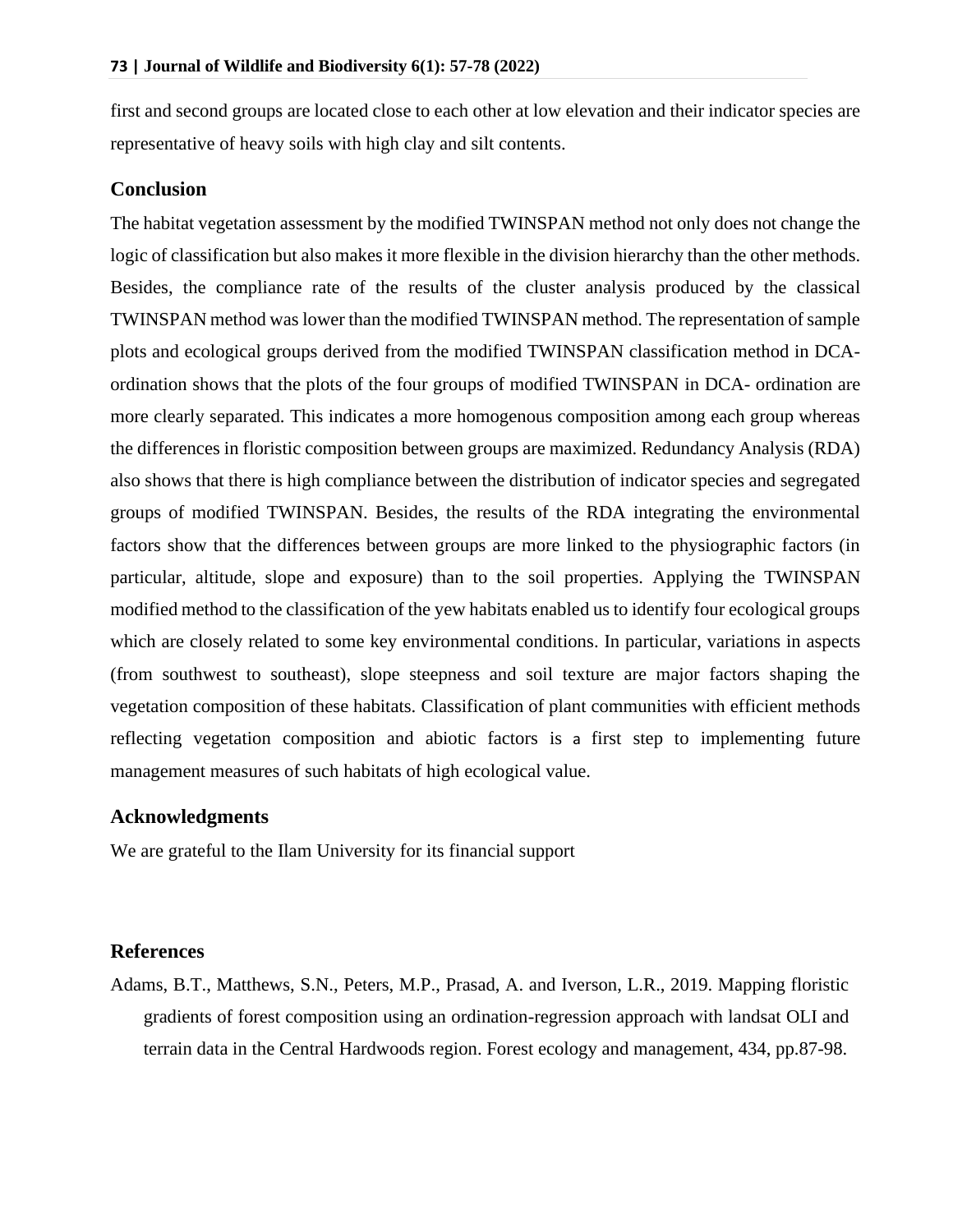first and second groups are located close to each other at low elevation and their indicator species are representative of heavy soils with high clay and silt contents.

## Conclusion

The habitat vegetation assessment by the modified TWINSPAN method not only does not change the logic of classification but also makes it more flexible in the division hierarchy than the other methods. Besides, the compliance rate of the results of the cluster analysis produced by the classical TWINSPAN method was lower than the modified TWINSPAN method. The representation of sample plots and ecological groups derived from the modified TWINSPAN classification method in DCA-ordination shows that the plots of the four groups of modified TWINSPAN in DCA- ordination are more clearly separated. This indicates a more homogenous composition among each group whereas the differences in floristic composition between groups are maximized. Redundancy Analysis (RDA) also shows that there is high compliance between the distribution of indicator species and segregated groups of modified TWINSPAN. Besides, the results of the RDA integrating the environmental factors show that the differences between groups are more linked to the physiographic factors (in particular, altitude, slope and exposure) than to the soil properties. Applying the TWINSPAN modified method to the classification of the yew habitats enabled us to identify four ecological groups which are closely related to some key environmental conditions. In particular, variations in aspects (from southwest to southeast), slope steepness and soil texture are major factors shaping the vegetation composition of these habitats. Classification of plant communities with efficient methods reflecting vegetation composition and abiotic factors is a first step to implementing future management measures of such habitats of high ecological value.

## Acknowledgments

We are grateful to the Ilam University for its financial support

## References

Adams, B.T., Matthews, S.N., Peters, M.P., Prasad, A. and Iverson, L.R., 2019. Mapping floristic gradients of forest composition using an ordination-regression approach with landsat OLI and terrain data in the Central Hardwoods region. Forest ecology and management, 434, pp.87-98.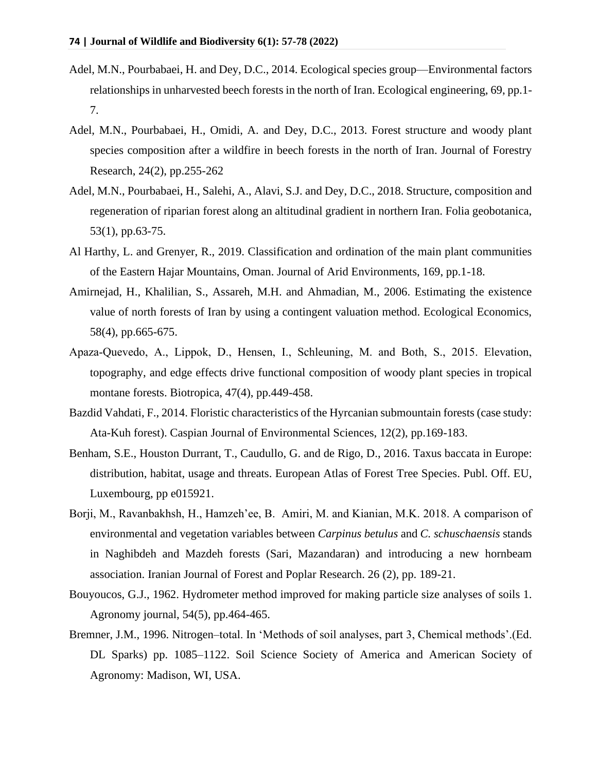Adel, M.N., Pourbabaei, H. and Dey, D.C., 2014. Ecological species group—Environmental factors relationships in unharvested beech forests in the north of Iran. Ecological engineering, 69, pp.1-7.

Adel, M.N., Pourbabaei, H., Omidi, A. and Dey, D.C., 2013. Forest structure and woody plant species composition after a wildfire in beech forests in the north of Iran. Journal of Forestry Research, 24(2), pp.255-262

Adel, M.N., Pourbabaei, H., Salehi, A., Alavi, S.J. and Dey, D.C., 2018. Structure, composition and regeneration of riparian forest along an altitudinal gradient in northern Iran. Folia geobotanica, 53(1), pp.63-75.

Al Harthy, L. and Grenyer, R., 2019. Classification and ordination of the main plant communities of the Eastern Hajar Mountains, Oman. Journal of Arid Environments, 169, pp.1-18.

Amirnejad, H., Khalilian, S., Assareh, M.H. and Ahmadian, M., 2006. Estimating the existence value of north forests of Iran by using a contingent valuation method. Ecological Economics, 58(4), pp.665-675.

Apaza-Quevedo, A., Lippok, D., Hensen, I., Schleuning, M. and Both, S., 2015. Elevation, topography, and edge effects drive functional composition of woody plant species in tropical montane forests. Biotropica, 47(4), pp.449-458.

Bazdid Vahdati, F., 2014. Floristic characteristics of the Hyrcanian submountain forests (case study: Ata-Kuh forest). Caspian Journal of Environmental Sciences, 12(2), pp.169-183.

Benham, S.E., Houston Durrant, T., Caudullo, G. and de Rigo, D., 2016. Taxus baccata in Europe: distribution, habitat, usage and threats. European Atlas of Forest Tree Species. Publ. Off. EU, Luxembourg, pp e015921.

Borji, M., Ravanbakhsh, H., Hamzeh'ee, B. Amiri, M. and Kianian, M.K. 2018. A comparison of environmental and vegetation variables between *Carpinus betulus* and *C. schuschaensis* stands in Naghibdeh and Mazdeh forests (Sari, Mazandaran) and introducing a new hornbeam association. Iranian Journal of Forest and Poplar Research. 26 (2), pp. 189-21.

Bouyoucos, G.J., 1962. Hydrometer method improved for making particle size analyses of soils 1. Agronomy journal, 54(5), pp.464-465.

Bremner, J.M., 1996. Nitrogen–total. In 'Methods of soil analyses, part 3, Chemical methods'.(Ed. DL Sparks) pp. 1085–1122. Soil Science Society of America and American Society of Agronomy: Madison, WI, USA.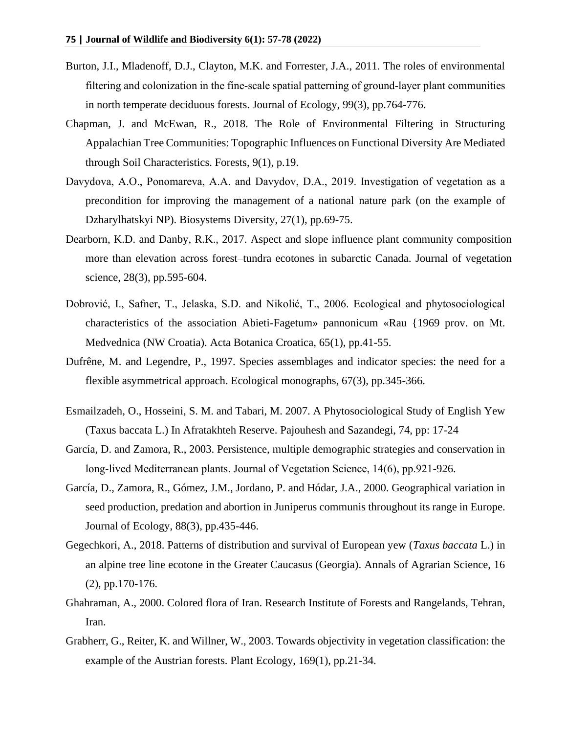Burton, J.I., Mladenoff, D.J., Clayton, M.K. and Forrester, J.A., 2011. The roles of environmental filtering and colonization in the fine-scale spatial patterning of ground-layer plant communities in north temperate deciduous forests. Journal of Ecology, 99(3), pp.764-776.

Chapman, J. and McEwan, R., 2018. The Role of Environmental Filtering in Structuring Appalachian Tree Communities: Topographic Influences on Functional Diversity Are Mediated through Soil Characteristics. Forests, 9(1), p.19.

Davydova, A.O., Ponomareva, A.A. and Davydov, D.A., 2019. Investigation of vegetation as a precondition for improving the management of a national nature park (on the example of Dzharylhatskyi NP). Biosystems Diversity, 27(1), pp.69-75.

Dearborn, K.D. and Danby, R.K., 2017. Aspect and slope influence plant community composition more than elevation across forest–tundra ecotones in subarctic Canada. Journal of vegetation science, 28(3), pp.595-604.

Dobrović, I., Safner, T., Jelaska, S.D. and Nikolić, T., 2006. Ecological and phytosociological characteristics of the association Abieti-Fagetum» pannonicum «Rau {1969 prov. on Mt. Medvednica (NW Croatia). Acta Botanica Croatica, 65(1), pp.41-55.

Dufrêne, M. and Legendre, P., 1997. Species assemblages and indicator species: the need for a flexible asymmetrical approach. Ecological monographs, 67(3), pp.345-366.

Esmailzadeh, O., Hosseini, S. M. and Tabari, M. 2007. A Phytosociological Study of English Yew (Taxus baccata L.) In Afratakhteh Reserve. Pajouhesh and Sazandegi, 74, pp: 17-24

García, D. and Zamora, R., 2003. Persistence, multiple demographic strategies and conservation in long‐lived Mediterranean plants. Journal of Vegetation Science, 14(6), pp.921-926.

García, D., Zamora, R., Gómez, J.M., Jordano, P. and Hódar, J.A., 2000. Geographical variation in seed production, predation and abortion in Juniperus communis throughout its range in Europe. Journal of Ecology, 88(3), pp.435-446.

Gegechkori, A., 2018. Patterns of distribution and survival of European yew (*Taxus baccata* L.) in an alpine tree line ecotone in the Greater Caucasus (Georgia). Annals of Agrarian Science, 16 (2), pp.170-176.

Ghahraman, A., 2000. Colored flora of Iran. Research Institute of Forests and Rangelands, Tehran, Iran.

Grabherr, G., Reiter, K. and Willner, W., 2003. Towards objectivity in vegetation classification: the example of the Austrian forests. Plant Ecology, 169(1), pp.21-34.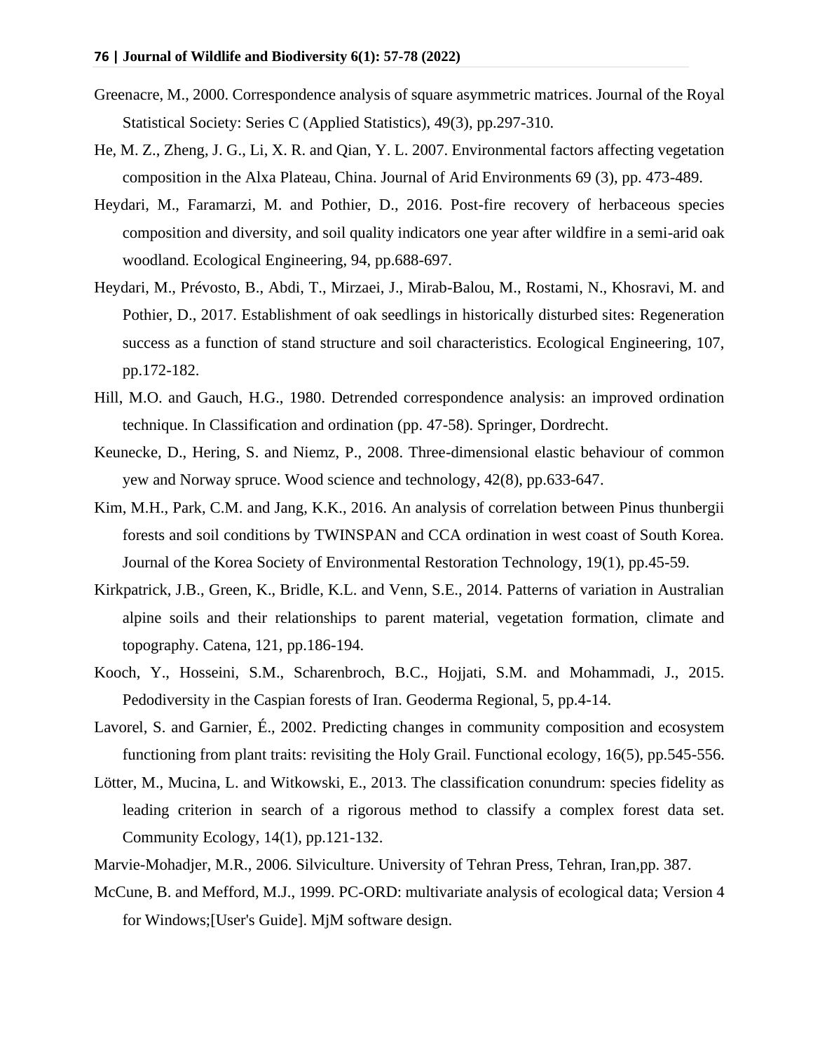Greenacre, M., 2000. Correspondence analysis of square asymmetric matrices. Journal of the Royal Statistical Society: Series C (Applied Statistics), 49(3), pp.297-310.

He, M. Z., Zheng, J. G., Li, X. R. and Qian, Y. L. 2007. Environmental factors affecting vegetation composition in the Alxa Plateau, China. Journal of Arid Environments 69 (3), pp. 473-489.

Heydari, M., Faramarzi, M. and Pothier, D., 2016. Post-fire recovery of herbaceous species composition and diversity, and soil quality indicators one year after wildfire in a semi-arid oak woodland. Ecological Engineering, 94, pp.688-697.

Heydari, M., Prévosto, B., Abdi, T., Mirzaei, J., Mirab-Balou, M., Rostami, N., Khosravi, M. and Pothier, D., 2017. Establishment of oak seedlings in historically disturbed sites: Regeneration success as a function of stand structure and soil characteristics. Ecological Engineering, 107, pp.172-182.

Hill, M.O. and Gauch, H.G., 1980. Detrended correspondence analysis: an improved ordination technique. In Classification and ordination (pp. 47-58). Springer, Dordrecht.

Keunecke, D., Hering, S. and Niemz, P., 2008. Three-dimensional elastic behaviour of common yew and Norway spruce. Wood science and technology, 42(8), pp.633-647.

Kim, M.H., Park, C.M. and Jang, K.K., 2016. An analysis of correlation between Pinus thunbergii forests and soil conditions by TWINSPAN and CCA ordination in west coast of South Korea. Journal of the Korea Society of Environmental Restoration Technology, 19(1), pp.45-59.

Kirkpatrick, J.B., Green, K., Bridle, K.L. and Venn, S.E., 2014. Patterns of variation in Australian alpine soils and their relationships to parent material, vegetation formation, climate and topography. Catena, 121, pp.186-194.

Kooch, Y., Hosseini, S.M., Scharenbroch, B.C., Hojjati, S.M. and Mohammadi, J., 2015. Pedodiversity in the Caspian forests of Iran. Geoderma Regional, 5, pp.4-14.

Lavorel, S. and Garnier, É., 2002. Predicting changes in community composition and ecosystem functioning from plant traits: revisiting the Holy Grail. Functional ecology, 16(5), pp.545-556.

Lötter, M., Mucina, L. and Witkowski, E., 2013. The classification conundrum: species fidelity as leading criterion in search of a rigorous method to classify a complex forest data set. Community Ecology, 14(1), pp.121-132.

Marvie-Mohadjer, M.R., 2006. Silviculture. University of Tehran Press, Tehran, Iran,pp. 387.

McCune, B. and Mefford, M.J., 1999. PC-ORD: multivariate analysis of ecological data; Version 4 for Windows;[User's Guide]. MjM software design.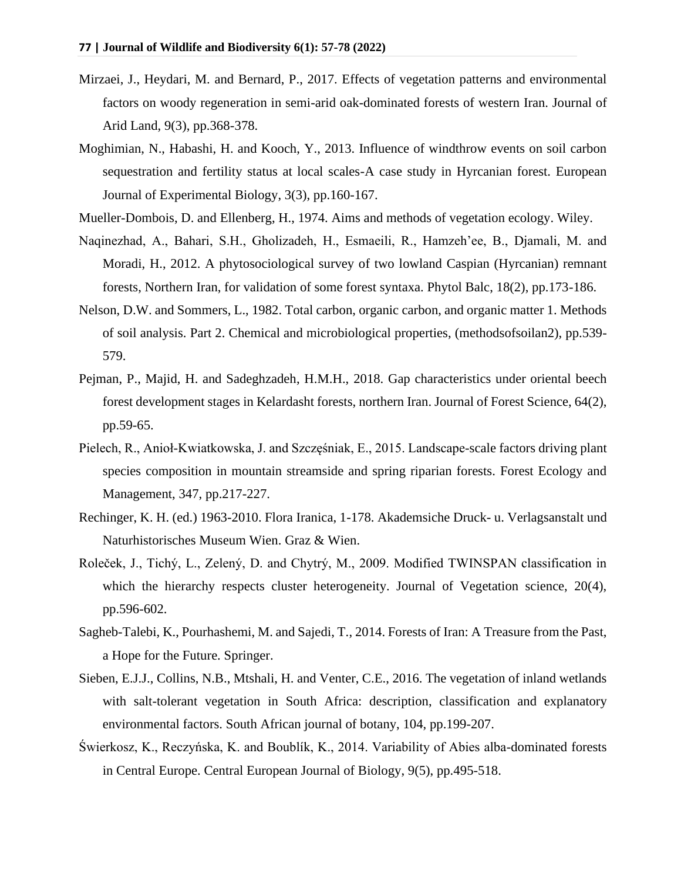Mirzaei, J., Heydari, M. and Bernard, P., 2017. Effects of vegetation patterns and environmental factors on woody regeneration in semi-arid oak-dominated forests of western Iran. Journal of Arid Land, 9(3), pp.368-378.

Moghimian, N., Habashi, H. and Kooch, Y., 2013. Influence of windthrow events on soil carbon sequestration and fertility status at local scales-A case study in Hyrcanian forest. European Journal of Experimental Biology, 3(3), pp.160-167.

Mueller-Dombois, D. and Ellenberg, H., 1974. Aims and methods of vegetation ecology. Wiley.

Naqinezhad, A., Bahari, S.H., Gholizadeh, H., Esmaeili, R., Hamzeh'ee, B., Djamali, M. and Moradi, H., 2012. A phytosociological survey of two lowland Caspian (Hyrcanian) remnant forests, Northern Iran, for validation of some forest syntaxa. Phytol Balc, 18(2), pp.173-186.

Nelson, D.W. and Sommers, L., 1982. Total carbon, organic carbon, and organic matter 1. Methods of soil analysis. Part 2. Chemical and microbiological properties, (methodsofsoilan2), pp.539-579.

Pejman, P., Majid, H. and Sadeghzadeh, H.M.H., 2018. Gap characteristics under oriental beech forest development stages in Kelardasht forests, northern Iran. Journal of Forest Science, 64(2), pp.59-65.

Pielech, R., Anioł-Kwiatkowska, J. and Szczęśniak, E., 2015. Landscape-scale factors driving plant species composition in mountain streamside and spring riparian forests. Forest Ecology and Management, 347, pp.217-227.

Rechinger, K. H. (ed.) 1963-2010. Flora Iranica, 1-178. Akademsiche Druck- u. Verlagsanstalt und Naturhistorisches Museum Wien. Graz & Wien.

Roleček, J., Tichý, L., Zelený, D. and Chytrý, M., 2009. Modified TWINSPAN classification in which the hierarchy respects cluster heterogeneity. Journal of Vegetation science, 20(4), pp.596-602.

Sagheb-Talebi, K., Pourhashemi, M. and Sajedi, T., 2014. Forests of Iran: A Treasure from the Past, a Hope for the Future. Springer.

Sieben, E.J.J., Collins, N.B., Mtshali, H. and Venter, C.E., 2016. The vegetation of inland wetlands with salt-tolerant vegetation in South Africa: description, classification and explanatory environmental factors. South African journal of botany, 104, pp.199-207.

Świerkosz, K., Reczyńska, K. and Boublík, K., 2014. Variability of Abies alba-dominated forests in Central Europe. Central European Journal of Biology, 9(5), pp.495-518.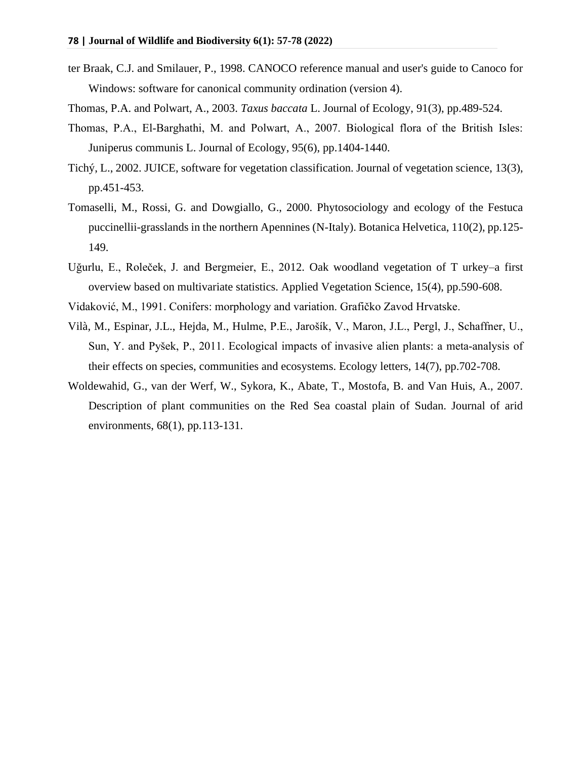ter Braak, C.J. and Smilauer, P., 1998. CANOCO reference manual and user's guide to Canoco for Windows: software for canonical community ordination (version 4).

Thomas, P.A. and Polwart, A., 2003. *Taxus baccata* L. Journal of Ecology, 91(3), pp.489-524.

Thomas, P.A., El-Barghathi, M. and Polwart, A., 2007. Biological flora of the British Isles: Juniperus communis L. Journal of Ecology, 95(6), pp.1404-1440.

Tichý, L., 2002. JUICE, software for vegetation classification. Journal of vegetation science, 13(3), pp.451-453.

Tomaselli, M., Rossi, G. and Dowgiallo, G., 2000. Phytosociology and ecology of the Festuca puccinellii-grasslands in the northern Apennines (N-Italy). Botanica Helvetica, 110(2), pp.125-149.

Uğurlu, E., Roleček, J. and Bergmeier, E., 2012. Oak woodland vegetation of T urkey–a first overview based on multivariate statistics. Applied Vegetation Science, 15(4), pp.590-608.

Vidaković, M., 1991. Conifers: morphology and variation. Grafičko Zavod Hrvatske.

Vilà, M., Espinar, J.L., Hejda, M., Hulme, P.E., Jarošík, V., Maron, J.L., Pergl, J., Schaffner, U., Sun, Y. and Pyšek, P., 2011. Ecological impacts of invasive alien plants: a meta-analysis of their effects on species, communities and ecosystems. Ecology letters, 14(7), pp.702-708.

Woldewahid, G., van der Werf, W., Sykora, K., Abate, T., Mostofa, B. and Van Huis, A., 2007. Description of plant communities on the Red Sea coastal plain of Sudan. Journal of arid environments, 68(1), pp.113-131.